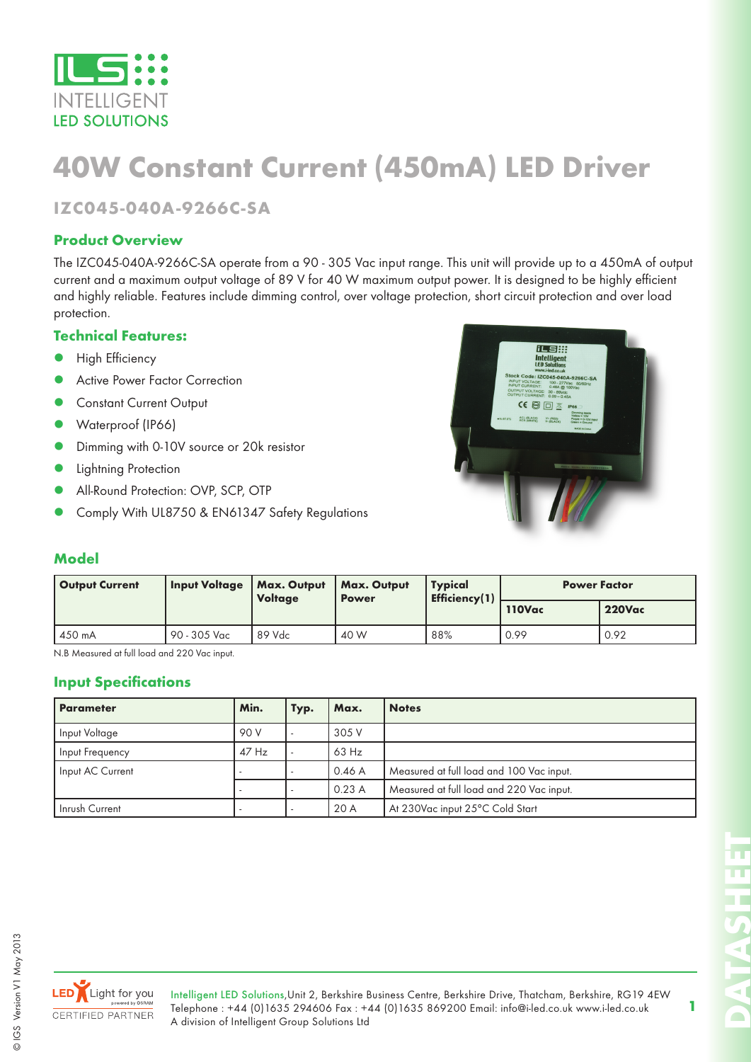# 40W Constant Current (450mA) LED Driver

## IZC045-040A-9266C-SA

### Product Overview

The IZC045-040A-9266C-SA operate from a 90 - 305 Vac input range. This unit will provide up to a 450mA of output current and a maximum output voltage of 89 V for 40 W maximum output power. It is designed to be highly efficient and highly reliable. Features include dimming control, over voltage protection, short circuit protection and over load protection.

### Technical Features:

- High Efficiency
- Active Power Factor Correction
- Constant Current Output
- Waterproof (IP66)
- Dimming with 0-10V source or 20k resistor
- Lightning Protection
- All-Round Protection: OVP, SCP, OTP
- Comply With UL8750 & EN61347 Safety Regulations

### Model

| Output Current | Input Voltage | Max. Output Voltage | Max. Output Power | Typical Efficiency(1) | Power Factor | |
|---|---|---|---|---|---|---|
| | | | | | 110Vac | 220Vac |
| 450 mA | 90 - 305 Vac | 89 Vdc | 40 W | 88% | 0.99 | 0.92 |

N.B Measured at full load and 220 Vac input.

### Input Specifications

| Parameter | Min. | Typ. | Max. | Notes |
|---|---|---|---|---|
| Input Voltage | 90 V | - | 305 V | |
| Input Frequency | 47 Hz | - | 63 Hz | |
| Input AC Current | - | - | 0.46 A | Measured at full load and 100 Vac input. |
| | - | - | 0.23 A | Measured at full load and 220 Vac input. |
| Inrush Current | - | - | 20 A | At 230Vac input 25°C Cold Start |

Intelligent LED Solutions,Unit 2, Berkshire Business Centre, Berkshire Drive, Thatcham, Berkshire, RG19 4EW
Telephone : +44 (0)1635 294606 Fax : +44 (0)1635 869200 Email: info@i-led.co.uk www.i-led.co.uk
A division of Intelligent Group Solutions Ltd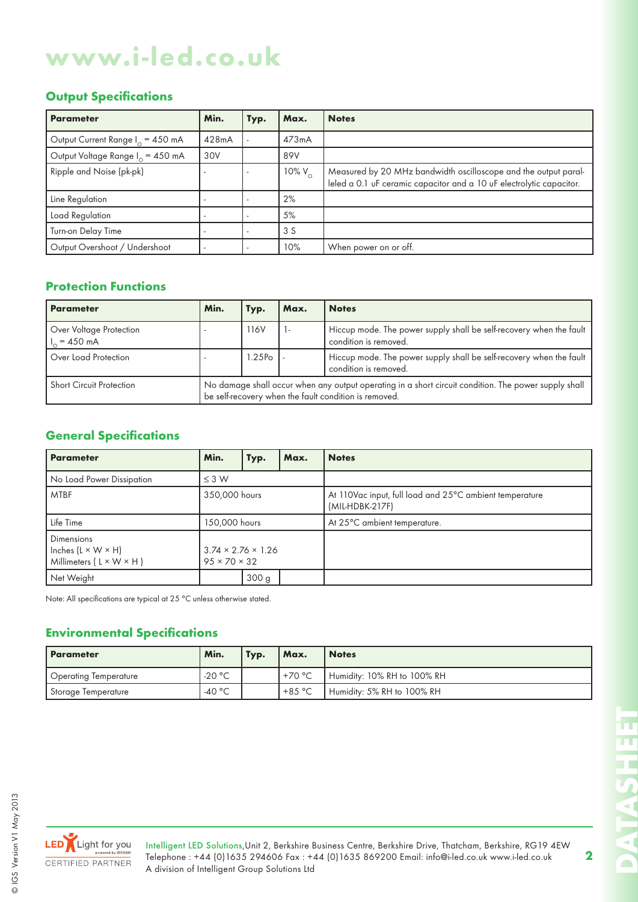# www.i-led.co.uk

## Output Specifications

| Parameter | Min. | Typ. | Max. | Notes |
|---|---|---|---|---|
| Output Current Range $I_O$ = 450 mA | 428mA | - | 473mA | |
| Output Voltage Range $I_O$ = 450 mA | 30V | | 89V | |
| Ripple and Noise (pk-pk) | - | - | 10% $V_O$ | Measured by 20 MHz bandwidth oscilloscope and the output paralleled a 0.1 uF ceramic capacitor and a 10 uF electrolytic capacitor. |
| Line Regulation | - | - | 2% | |
| Load Regulation | - | - | 5% | |
| Turn-on Delay Time | - | - | 3 S | |
| Output Overshoot / Undershoot | - | - | 10% | When power on or off. |

## Protection Functions

| Parameter | Min. | Typ. | Max. | Notes |
|---|---|---|---|---|
| Over Voltage Protection $I_O$ = 450 mA | - | 116V | 1- | Hiccup mode. The power supply shall be self-recovery when the fault condition is removed. |
| Over Load Protection | - | 1.25Po | - | Hiccup mode. The power supply shall be self-recovery when the fault condition is removed. |
| Short Circuit Protection | No damage shall occur when any output operating in a short circuit condition. The power supply shall be self-recovery when the fault condition is removed. | | | |

## General Specifications

| Parameter | Min. | Typ. | Max. | Notes |
|---|---|---|---|---|
| No Load Power Dissipation | ≤ 3 W | | | |
| MTBF | 350,000 hours | | | At 110Vac input, full load and 25°C ambient temperature (MIL-HDBK-217F) |
| Life Time | 150,000 hours | | | At 25°C ambient temperature. |
| Dimensions<br>Inches (L × W × H)<br>Millimeters ( L × W × H ) | 3.74 × 2.76 × 1.26<br>95 × 70 × 32 | | | |
| Net Weight | | 300 g | | |

Note: All specifications are typical at 25 °C unless otherwise stated.

## Environmental Specifications

| Parameter | Min. | Typ. | Max. | Notes |
|---|---|---|---|---|
| Operating Temperature | -20 °C | | +70 °C | Humidity: 10% RH to 100% RH |
| Storage Temperature | -40 °C | | +85 °C | Humidity: 5% RH to 100% RH |

Intelligent LED Solutions,Unit 2, Berkshire Business Centre, Berkshire Drive, Thatcham, Berkshire, RG19 4EW
Telephone : +44 (0)1635 294606 Fax : +44 (0)1635 869200 Email: info@i-led.co.uk www.i-led.co.uk
A division of Intelligent Group Solutions Ltd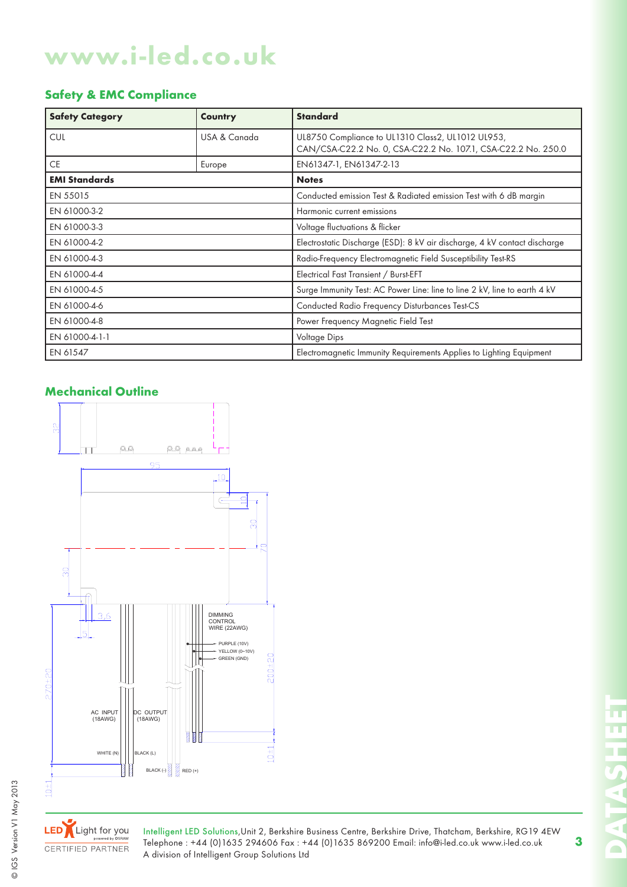# www.i-led.co.uk

## Safety & EMC Compliance

| **Safety Category** | **Country** | **Standard** |
|---|---|---|
| CUL | USA & Canada | UL8750 Compliance to UL1310 Class2, UL1012 UL953, CAN/CSA-C22.2 No. 0, CSA-C22.2 No. 107.1, CSA-C22.2 No. 250.0 |
| CE | Europe | EN61347-1, EN61347-2-13 |
| **EMI Standards** | | **Notes** |
| EN 55015 | | Conducted emission Test & Radiated emission Test with 6 dB margin |
| EN 61000-3-2 | | Harmonic current emissions |
| EN 61000-3-3 | | Voltage fluctuations & flicker |
| EN 61000-4-2 | | Electrostatic Discharge (ESD): 8 kV air discharge, 4 kV contact discharge |
| EN 61000-4-3 | | Radio-Frequency Electromagnetic Field Susceptibility Test-RS |
| EN 61000-4-4 | | Electrical Fast Transient / Burst-EFT |
| EN 61000-4-5 | | Surge Immunity Test: AC Power Line: line to line 2 kV, line to earth 4 kV |
| EN 61000-4-6 | | Conducted Radio Frequency Disturbances Test-CS |
| EN 61000-4-8 | | Power Frequency Magnetic Field Test |
| EN 61000-4-1-1 | | Voltage Dips |
| EN 61547 | | Electromagnetic Immunity Requirements Applies to Lighting Equipment |

## Mechanical Outline

32
95
10
10
30
70
30
3.6
5
270±20
200±20
10±1
10±1

DIMMING CONTROL WIRE (22AWG)
PURPLE (10V)
YELLOW (0~10V)
GREEN (GND)

AC INPUT (18AWG)
DC OUTPUT (18AWG)
WHITE (N)
BLACK (L)
BLACK (-)
RED (+)

Intelligent LED Solutions, Unit 2, Berkshire Business Centre, Berkshire Drive, Thatcham, Berkshire, RG19 4EW
Telephone : +44 (0)1635 294606 Fax : +44 (0)1635 869200 Email: info@i-led.co.uk www.i-led.co.uk
A division of Intelligent Group Solutions Ltd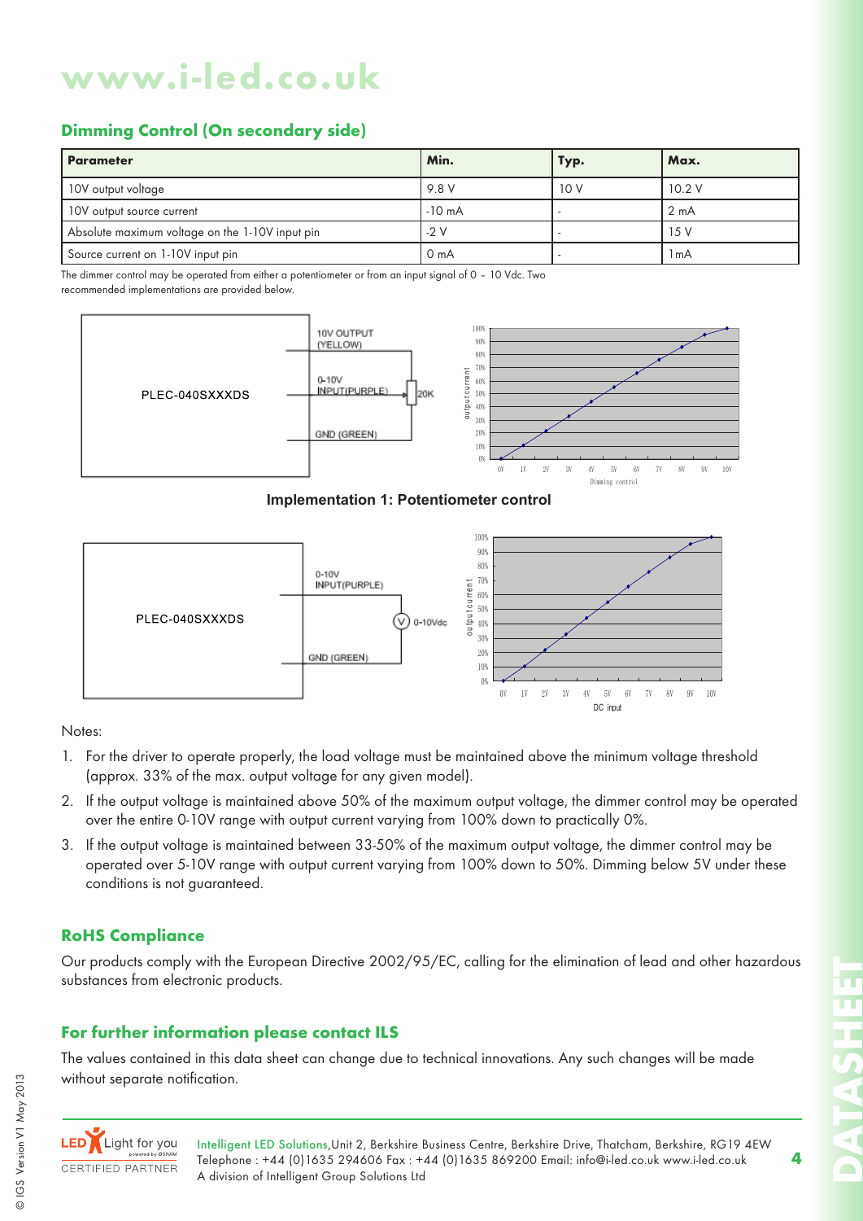# www.i-led.co.uk

## Dimming Control (On secondary side)

| Parameter | Min. | Typ. | Max. |
|---|---|---|---|
| 10V output voltage | 9.8 V | 10 V | 10.2 V |
| 10V output source current | -10 mA | - | 2 mA |
| Absolute maximum voltage on the 1-10V input pin | -2 V | - | 15 V |
| Source current on 1-10V input pin | 0 mA | - | 1mA |

The dimmer control may be operated from either a potentiometer or from an input signal of 0 – 10 Vdc. Two recommended implementations are provided below.

PLEC-040SXXXDS
10V OUTPUT (YELLOW)
0-10V INPUT(PURPLE)
20K
GND (GREEN)

output current
100%
90%
80%
70%
60%
50%
40%
30%
20%
10%
0%
0V 1V 2V 3V 4V 5V 6V 7V 8V 9V 10V
Dimming control

**Implementation 1: Potentiometer control**

PLEC-040SXXXDS
0-10V INPUT(PURPLE)
V 0-10Vdc
GND (GREEN)

output current
100%
90%
80%
70%
60%
50%
40%
30%
20%
10%
0%
0V 1V 2V 3V 4V 5V 6V 7V 8V 9V 10V
DC input

Notes:

1. For the driver to operate properly, the load voltage must be maintained above the minimum voltage threshold (approx. 33% of the max. output voltage for any given model).
2. If the output voltage is maintained above 50% of the maximum output voltage, the dimmer control may be operated over the entire 0-10V range with output current varying from 100% down to practically 0%.
3. If the output voltage is maintained between 33-50% of the maximum output voltage, the dimmer control may be operated over 5-10V range with output current varying from 100% down to 50%. Dimming below 5V under these conditions is not guaranteed.

## RoHS Compliance

Our products comply with the European Directive 2002/95/EC, calling for the elimination of lead and other hazardous substances from electronic products.

## For further information please contact ILS

The values contained in this data sheet can change due to technical innovations. Any such changes will be made without separate notification.

LED Light for you powered by OSRAM CERTIFIED PARTNER

Intelligent LED Solutions, Unit 2, Berkshire Business Centre, Berkshire Drive, Thatcham, Berkshire, RG19 4EW
Telephone : +44 (0)1635 294606 Fax : +44 (0)1635 869200 Email: info@i-led.co.uk www.i-led.co.uk
A division of Intelligent Group Solutions Ltd

© IGS Version V1 May 2013